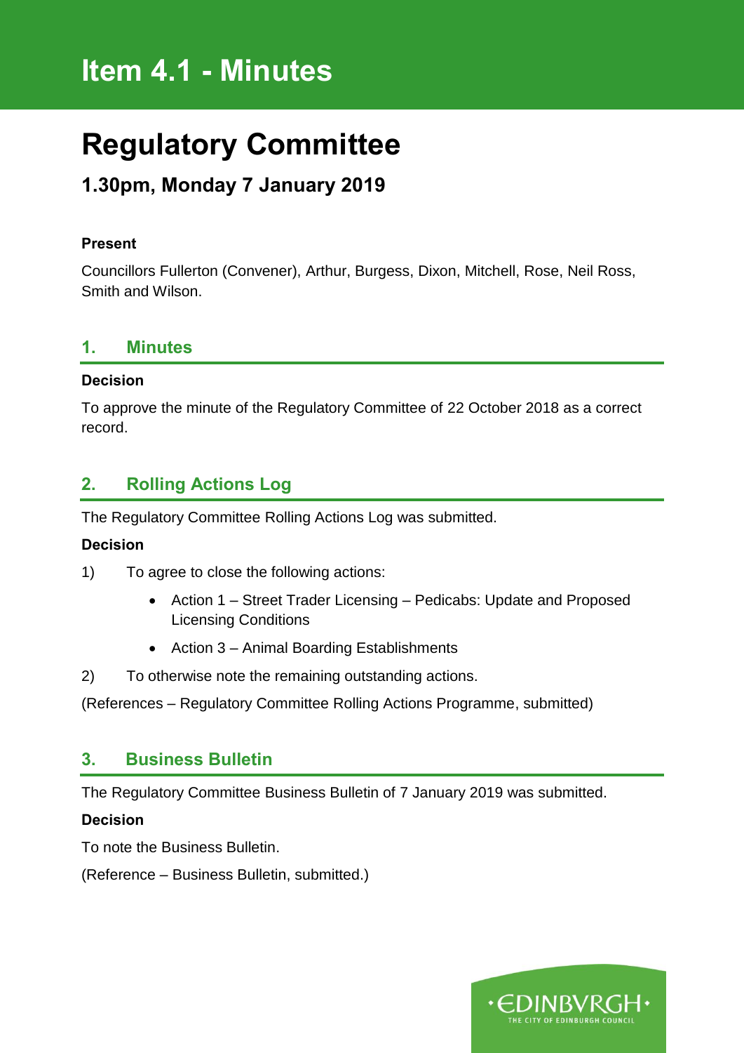# Item 4.1 - Minutes

# Regulatory Committee

## 1.30pm, Monday 7 January 2019

**Present**

Councillors Fullerton (Convener), Arthur, Burgess, Dixon, Mitchell, Rose, Neil Ross, Smith and Wilson.

## 1. Minutes

**Decision**

To approve the minute of the Regulatory Committee of 22 October 2018 as a correct record.

## 2. Rolling Actions Log

The Regulatory Committee Rolling Actions Log was submitted.

**Decision**

1) To agree to close the following actions:

- Action 1 – Street Trader Licensing – Pedicabs: Update and Proposed Licensing Conditions
- Action 3 – Animal Boarding Establishments

2) To otherwise note the remaining outstanding actions.

(References – Regulatory Committee Rolling Actions Programme, submitted)

## 3. Business Bulletin

The Regulatory Committee Business Bulletin of 7 January 2019 was submitted.

**Decision**

To note the Business Bulletin.

(Reference – Business Bulletin, submitted.)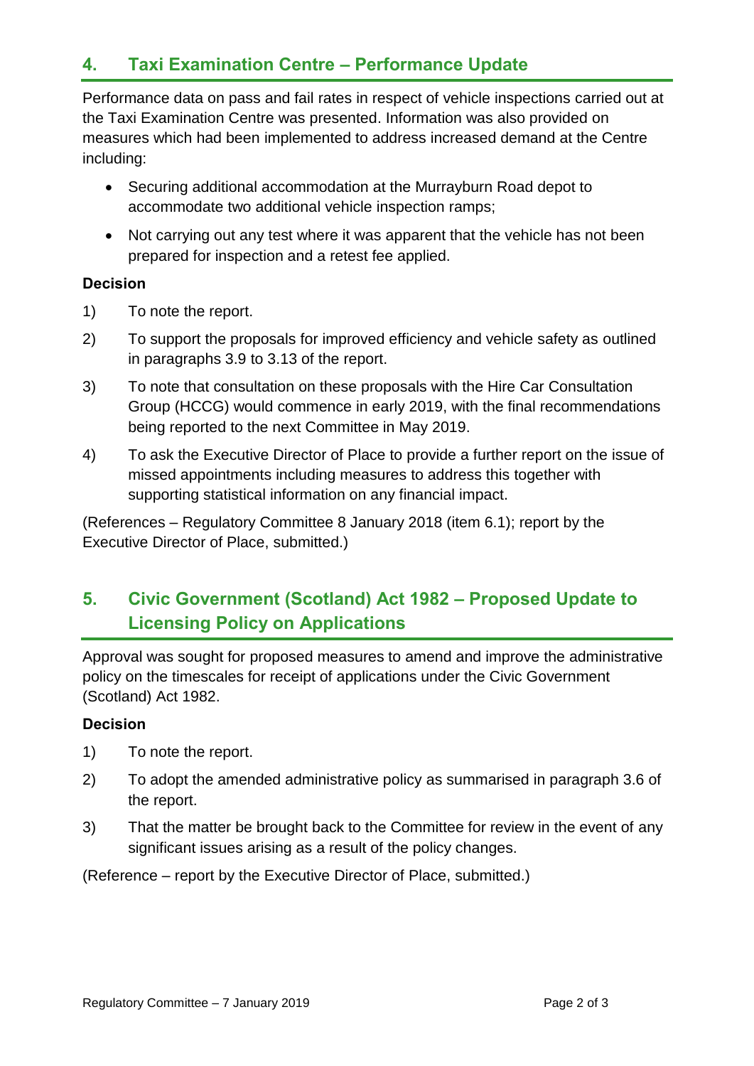## 4. Taxi Examination Centre – Performance Update

Performance data on pass and fail rates in respect of vehicle inspections carried out at the Taxi Examination Centre was presented. Information was also provided on measures which had been implemented to address increased demand at the Centre including:

- Securing additional accommodation at the Murrayburn Road depot to accommodate two additional vehicle inspection ramps;
- Not carrying out any test where it was apparent that the vehicle has not been prepared for inspection and a retest fee applied.

**Decision**

1) To note the report.

2) To support the proposals for improved efficiency and vehicle safety as outlined in paragraphs 3.9 to 3.13 of the report.

3) To note that consultation on these proposals with the Hire Car Consultation Group (HCCG) would commence in early 2019, with the final recommendations being reported to the next Committee in May 2019.

4) To ask the Executive Director of Place to provide a further report on the issue of missed appointments including measures to address this together with supporting statistical information on any financial impact.

(References – Regulatory Committee 8 January 2018 (item 6.1); report by the Executive Director of Place, submitted.)

## 5. Civic Government (Scotland) Act 1982 – Proposed Update to Licensing Policy on Applications

Approval was sought for proposed measures to amend and improve the administrative policy on the timescales for receipt of applications under the Civic Government (Scotland) Act 1982.

**Decision**

1) To note the report.

2) To adopt the amended administrative policy as summarised in paragraph 3.6 of the report.

3) That the matter be brought back to the Committee for review in the event of any significant issues arising as a result of the policy changes.

(Reference – report by the Executive Director of Place, submitted.)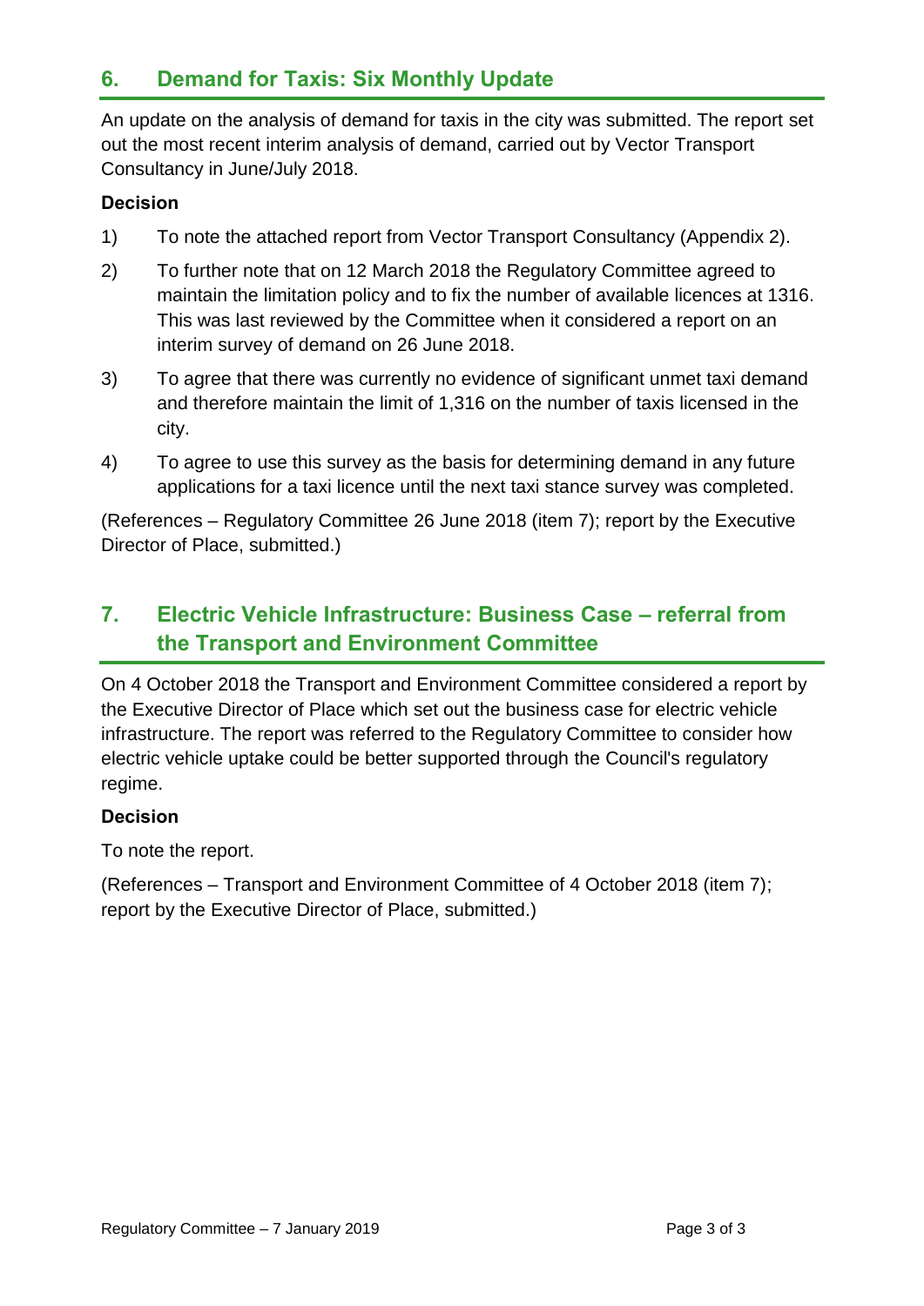## 6. Demand for Taxis: Six Monthly Update

An update on the analysis of demand for taxis in the city was submitted. The report set out the most recent interim analysis of demand, carried out by Vector Transport Consultancy in June/July 2018.

**Decision**

1) To note the attached report from Vector Transport Consultancy (Appendix 2).

2) To further note that on 12 March 2018 the Regulatory Committee agreed to maintain the limitation policy and to fix the number of available licences at 1316. This was last reviewed by the Committee when it considered a report on an interim survey of demand on 26 June 2018.

3) To agree that there was currently no evidence of significant unmet taxi demand and therefore maintain the limit of 1,316 on the number of taxis licensed in the city.

4) To agree to use this survey as the basis for determining demand in any future applications for a taxi licence until the next taxi stance survey was completed.

(References – Regulatory Committee 26 June 2018 (item 7); report by the Executive Director of Place, submitted.)

## 7. Electric Vehicle Infrastructure: Business Case – referral from the Transport and Environment Committee

On 4 October 2018 the Transport and Environment Committee considered a report by the Executive Director of Place which set out the business case for electric vehicle infrastructure. The report was referred to the Regulatory Committee to consider how electric vehicle uptake could be better supported through the Council's regulatory regime.

**Decision**

To note the report.

(References – Transport and Environment Committee of 4 October 2018 (item 7); report by the Executive Director of Place, submitted.)